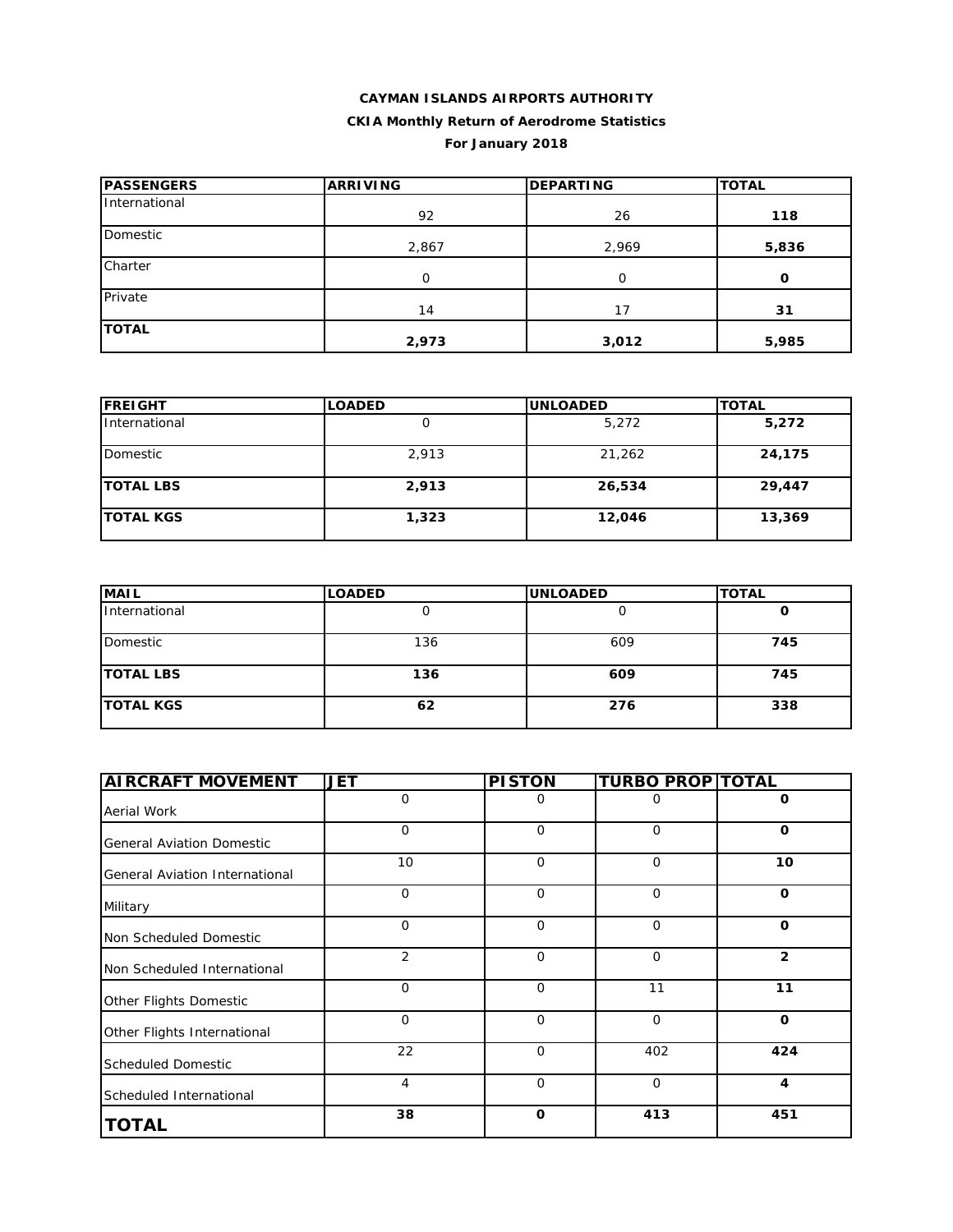**CAYMAN ISLANDS AIRPORTS AUTHORITY**

**CKIA Monthly Return of Aerodrome Statistics**

**For January 2018**

| PASSENGERS | ARRIVING | DEPARTING | TOTAL |
| --- | --- | --- | --- |
| International | 92 | 26 | **118** |
| Domestic | 2,867 | 2,969 | **5,836** |
| Charter | 0 | 0 | **0** |
| Private | 14 | 17 | **31** |
| **TOTAL** | **2,973** | **3,012** | **5,985** |

| FREIGHT | LOADED | UNLOADED | TOTAL |
| --- | --- | --- | --- |
| International | 0 | 5,272 | **5,272** |
| Domestic | 2,913 | 21,262 | **24,175** |
| **TOTAL LBS** | **2,913** | **26,534** | **29,447** |
| **TOTAL KGS** | **1,323** | **12,046** | **13,369** |

| MAIL | LOADED | UNLOADED | TOTAL |
| --- | --- | --- | --- |
| International | 0 | 0 | **0** |
| Domestic | 136 | 609 | **745** |
| **TOTAL LBS** | **136** | **609** | **745** |
| **TOTAL KGS** | **62** | **276** | **338** |

| AIRCRAFT MOVEMENT | JET | PISTON | TURBO PROP | TOTAL |
| --- | --- | --- | --- | --- |
| Aerial Work | 0 | 0 | 0 | **0** |
| General Aviation Domestic | 0 | 0 | 0 | **0** |
| General Aviation International | 10 | 0 | 0 | **10** |
| Military | 0 | 0 | 0 | **0** |
| Non Scheduled Domestic | 0 | 0 | 0 | **0** |
| Non Scheduled International | 2 | 0 | 0 | **2** |
| Other Flights Domestic | 0 | 0 | 11 | **11** |
| Other Flights International | 0 | 0 | 0 | **0** |
| Scheduled Domestic | 22 | 0 | 402 | **424** |
| Scheduled International | 4 | 0 | 0 | **4** |
| **TOTAL** | **38** | **0** | **413** | **451** |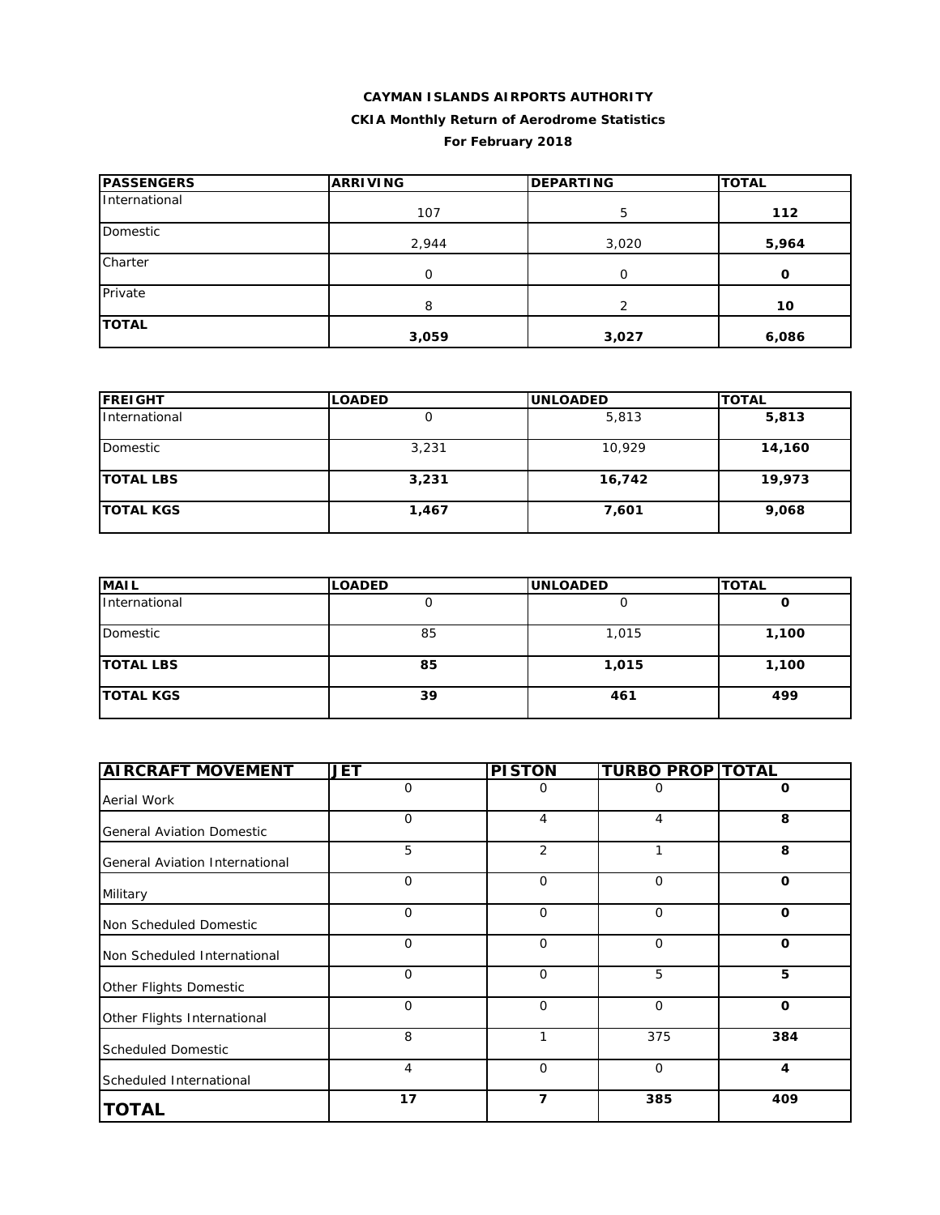**CAYMAN ISLANDS AIRPORTS AUTHORITY**

**CKIA Monthly Return of Aerodrome Statistics**

**For February 2018**

| PASSENGERS | ARRIVING | DEPARTING | TOTAL |
|---|---|---|---|
| International | 107 | 5 | **112** |
| Domestic | 2,944 | 3,020 | **5,964** |
| Charter | 0 | 0 | **0** |
| Private | 8 | 2 | **10** |
| **TOTAL** | **3,059** | **3,027** | **6,086** |

| FREIGHT | LOADED | UNLOADED | TOTAL |
|---|---|---|---|
| International | 0 | 5,813 | **5,813** |
| Domestic | 3,231 | 10,929 | **14,160** |
| **TOTAL LBS** | **3,231** | **16,742** | **19,973** |
| **TOTAL KGS** | **1,467** | **7,601** | **9,068** |

| MAIL | LOADED | UNLOADED | TOTAL |
|---|---|---|---|
| International | 0 | 0 | **0** |
| Domestic | 85 | 1,015 | **1,100** |
| **TOTAL LBS** | **85** | **1,015** | **1,100** |
| **TOTAL KGS** | **39** | **461** | **499** |

| AIRCRAFT MOVEMENT | JET | PISTON | TURBO PROP | TOTAL |
|---|---|---|---|---|
| Aerial Work | 0 | 0 | 0 | **0** |
| General Aviation Domestic | 0 | 4 | 4 | **8** |
| General Aviation International | 5 | 2 | 1 | **8** |
| Military | 0 | 0 | 0 | **0** |
| Non Scheduled Domestic | 0 | 0 | 0 | **0** |
| Non Scheduled International | 0 | 0 | 0 | **0** |
| Other Flights Domestic | 0 | 0 | 5 | **5** |
| Other Flights International | 0 | 0 | 0 | **0** |
| Scheduled Domestic | 8 | 1 | 375 | **384** |
| Scheduled International | 4 | 0 | 0 | **4** |
| **TOTAL** | **17** | **7** | **385** | **409** |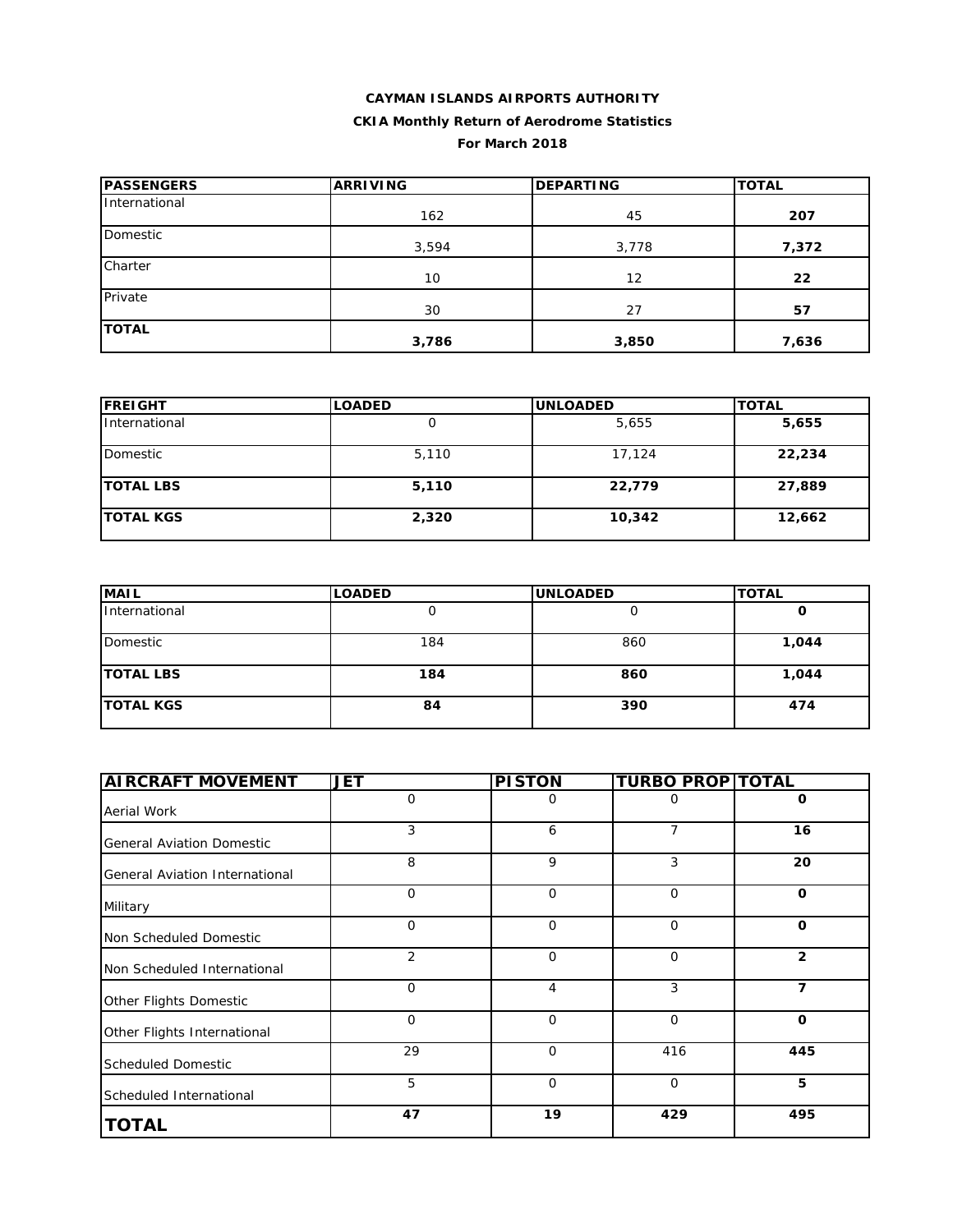**CAYMAN ISLANDS AIRPORTS AUTHORITY**

**CKIA Monthly Return of Aerodrome Statistics**

**For March 2018**

| PASSENGERS | ARRIVING | DEPARTING | TOTAL |
|---|---|---|---|
| International | 162 | 45 | **207** |
| Domestic | 3,594 | 3,778 | **7,372** |
| Charter | 10 | 12 | **22** |
| Private | 30 | 27 | **57** |
| **TOTAL** | **3,786** | **3,850** | **7,636** |

| FREIGHT | LOADED | UNLOADED | TOTAL |
|---|---|---|---|
| International | 0 | 5,655 | **5,655** |
| Domestic | 5,110 | 17,124 | **22,234** |
| **TOTAL LBS** | **5,110** | **22,779** | **27,889** |
| **TOTAL KGS** | **2,320** | **10,342** | **12,662** |

| MAIL | LOADED | UNLOADED | TOTAL |
|---|---|---|---|
| International | 0 | 0 | **0** |
| Domestic | 184 | 860 | **1,044** |
| **TOTAL LBS** | **184** | **860** | **1,044** |
| **TOTAL KGS** | **84** | **390** | **474** |

| AIRCRAFT MOVEMENT | JET | PISTON | TURBO PROP | TOTAL |
|---|---|---|---|---|
| Aerial Work | 0 | 0 | 0 | **0** |
| General Aviation Domestic | 3 | 6 | 7 | **16** |
| General Aviation International | 8 | 9 | 3 | **20** |
| Military | 0 | 0 | 0 | **0** |
| Non Scheduled Domestic | 0 | 0 | 0 | **0** |
| Non Scheduled International | 2 | 0 | 0 | **2** |
| Other Flights Domestic | 0 | 4 | 3 | **7** |
| Other Flights International | 0 | 0 | 0 | **0** |
| Scheduled Domestic | 29 | 0 | 416 | **445** |
| Scheduled International | 5 | 0 | 0 | **5** |
| **TOTAL** | **47** | **19** | **429** | **495** |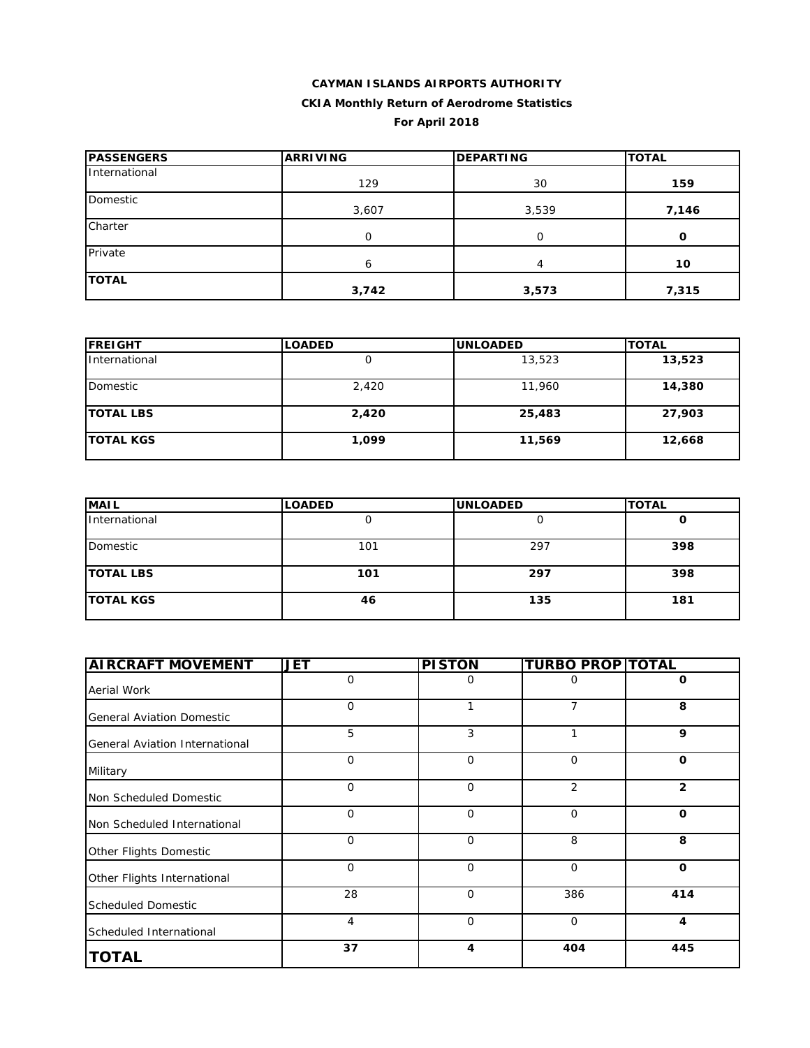**CAYMAN ISLANDS AIRPORTS AUTHORITY**

**CKIA Monthly Return of Aerodrome Statistics**

**For April 2018**

| PASSENGERS | ARRIVING | DEPARTING | TOTAL |
|---|---|---|---|
| International | 129 | 30 | **159** |
| Domestic | 3,607 | 3,539 | **7,146** |
| Charter | 0 | 0 | **0** |
| Private | 6 | 4 | **10** |
| **TOTAL** | **3,742** | **3,573** | **7,315** |

| FREIGHT | LOADED | UNLOADED | TOTAL |
|---|---|---|---|
| International | 0 | 13,523 | **13,523** |
| Domestic | 2,420 | 11,960 | **14,380** |
| **TOTAL LBS** | **2,420** | **25,483** | **27,903** |
| **TOTAL KGS** | **1,099** | **11,569** | **12,668** |

| MAIL | LOADED | UNLOADED | TOTAL |
|---|---|---|---|
| International | 0 | 0 | **0** |
| Domestic | 101 | 297 | **398** |
| **TOTAL LBS** | **101** | **297** | **398** |
| **TOTAL KGS** | **46** | **135** | **181** |

| AIRCRAFT MOVEMENT | JET | PISTON | TURBO PROP | TOTAL |
|---|---|---|---|---|
| Aerial Work | 0 | 0 | 0 | **0** |
| General Aviation Domestic | 0 | 1 | 7 | **8** |
| General Aviation International | 5 | 3 | 1 | **9** |
| Military | 0 | 0 | 0 | **0** |
| Non Scheduled Domestic | 0 | 0 | 2 | **2** |
| Non Scheduled International | 0 | 0 | 0 | **0** |
| Other Flights Domestic | 0 | 0 | 8 | **8** |
| Other Flights International | 0 | 0 | 0 | **0** |
| Scheduled Domestic | 28 | 0 | 386 | **414** |
| Scheduled International | 4 | 0 | 0 | **4** |
| **TOTAL** | **37** | **4** | **404** | **445** |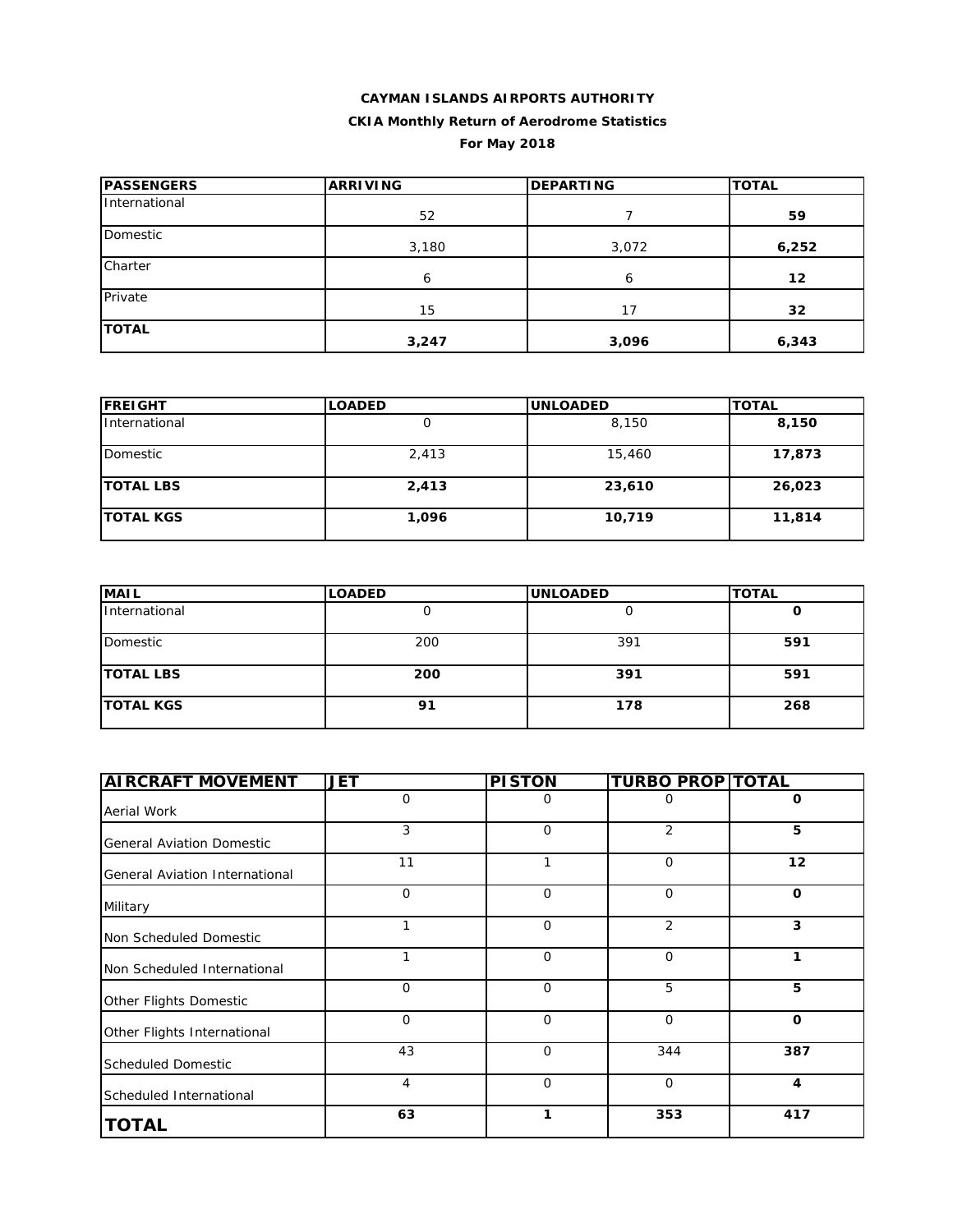**CAYMAN ISLANDS AIRPORTS AUTHORITY**

**CKIA Monthly Return of Aerodrome Statistics**

**For May 2018**

| PASSENGERS | ARRIVING | DEPARTING | TOTAL |
|---|---|---|---|
| International | 52 | 7 | **59** |
| Domestic | 3,180 | 3,072 | **6,252** |
| Charter | 6 | 6 | **12** |
| Private | 15 | 17 | **32** |
| **TOTAL** | **3,247** | **3,096** | **6,343** |

| FREIGHT | LOADED | UNLOADED | TOTAL |
|---|---|---|---|
| International | 0 | 8,150 | **8,150** |
| Domestic | 2,413 | 15,460 | **17,873** |
| **TOTAL LBS** | **2,413** | **23,610** | **26,023** |
| **TOTAL KGS** | **1,096** | **10,719** | **11,814** |

| MAIL | LOADED | UNLOADED | TOTAL |
|---|---|---|---|
| International | 0 | 0 | **0** |
| Domestic | 200 | 391 | **591** |
| **TOTAL LBS** | **200** | **391** | **591** |
| **TOTAL KGS** | **91** | **178** | **268** |

| AIRCRAFT MOVEMENT | JET | PISTON | TURBO PROP | TOTAL |
|---|---|---|---|---|
| Aerial Work | 0 | 0 | 0 | **0** |
| General Aviation Domestic | 3 | 0 | 2 | **5** |
| General Aviation International | 11 | 1 | 0 | **12** |
| Military | 0 | 0 | 0 | **0** |
| Non Scheduled Domestic | 1 | 0 | 2 | **3** |
| Non Scheduled International | 1 | 0 | 0 | **1** |
| Other Flights Domestic | 0 | 0 | 5 | **5** |
| Other Flights International | 0 | 0 | 0 | **0** |
| Scheduled Domestic | 43 | 0 | 344 | **387** |
| Scheduled International | 4 | 0 | 0 | **4** |
| **TOTAL** | **63** | **1** | **353** | **417** |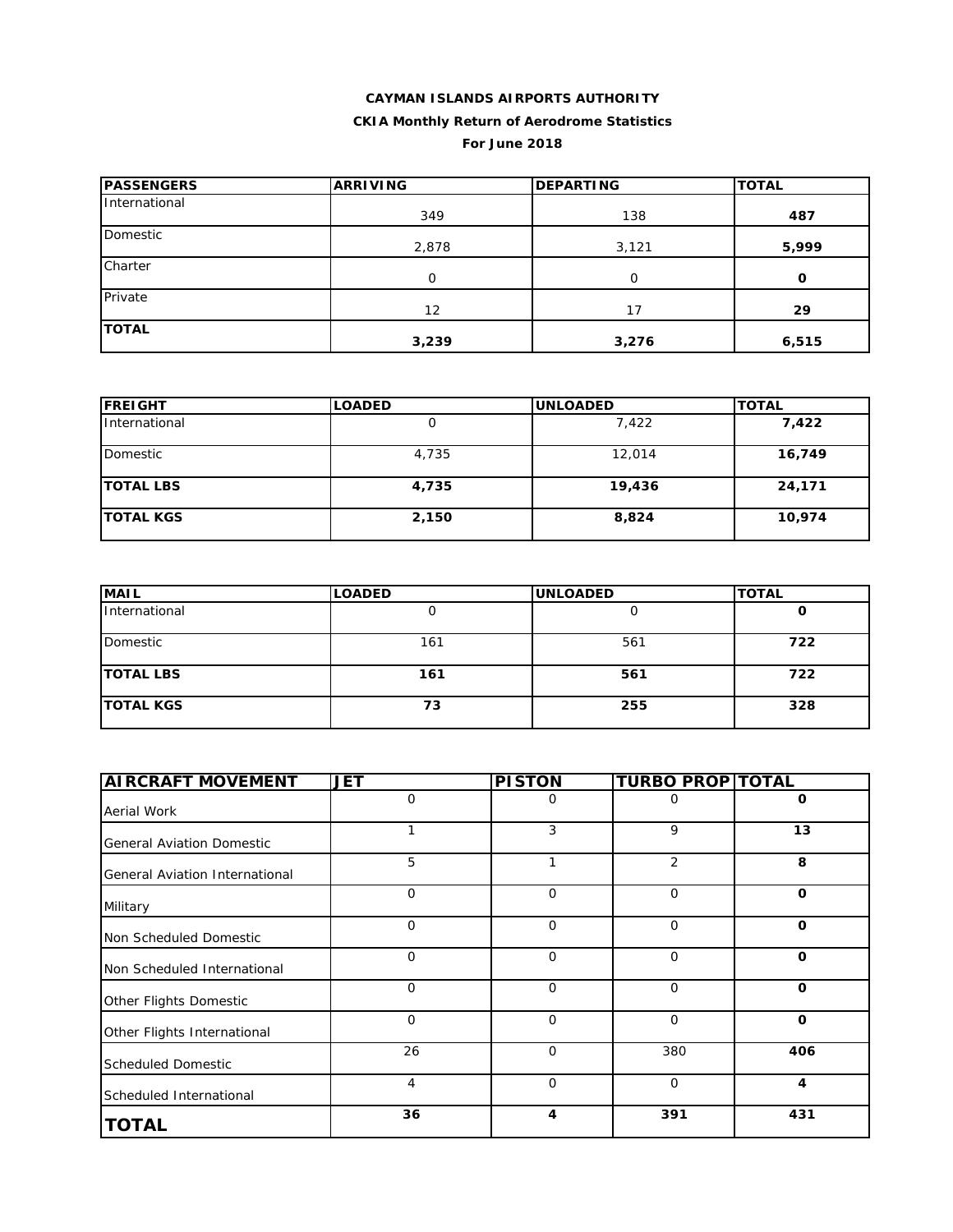**CAYMAN ISLANDS AIRPORTS AUTHORITY**

**CKIA Monthly Return of Aerodrome Statistics**

**For June 2018**

| PASSENGERS | ARRIVING | DEPARTING | TOTAL |
|---|---|---|---|
| International | 349 | 138 | **487** |
| Domestic | 2,878 | 3,121 | **5,999** |
| Charter | 0 | 0 | **0** |
| Private | 12 | 17 | **29** |
| **TOTAL** | **3,239** | **3,276** | **6,515** |

| FREIGHT | LOADED | UNLOADED | TOTAL |
|---|---|---|---|
| International | 0 | 7,422 | **7,422** |
| Domestic | 4,735 | 12,014 | **16,749** |
| **TOTAL LBS** | **4,735** | **19,436** | **24,171** |
| **TOTAL KGS** | **2,150** | **8,824** | **10,974** |

| MAIL | LOADED | UNLOADED | TOTAL |
|---|---|---|---|
| International | 0 | 0 | **0** |
| Domestic | 161 | 561 | **722** |
| **TOTAL LBS** | **161** | **561** | **722** |
| **TOTAL KGS** | **73** | **255** | **328** |

| AIRCRAFT MOVEMENT | JET | PISTON | TURBO PROP | TOTAL |
|---|---|---|---|---|
| Aerial Work | 0 | 0 | 0 | **0** |
| General Aviation Domestic | 1 | 3 | 9 | **13** |
| General Aviation International | 5 | 1 | 2 | **8** |
| Military | 0 | 0 | 0 | **0** |
| Non Scheduled Domestic | 0 | 0 | 0 | **0** |
| Non Scheduled International | 0 | 0 | 0 | **0** |
| Other Flights Domestic | 0 | 0 | 0 | **0** |
| Other Flights International | 0 | 0 | 0 | **0** |
| Scheduled Domestic | 26 | 0 | 380 | **406** |
| Scheduled International | 4 | 0 | 0 | **4** |
| **TOTAL** | **36** | **4** | **391** | **431** |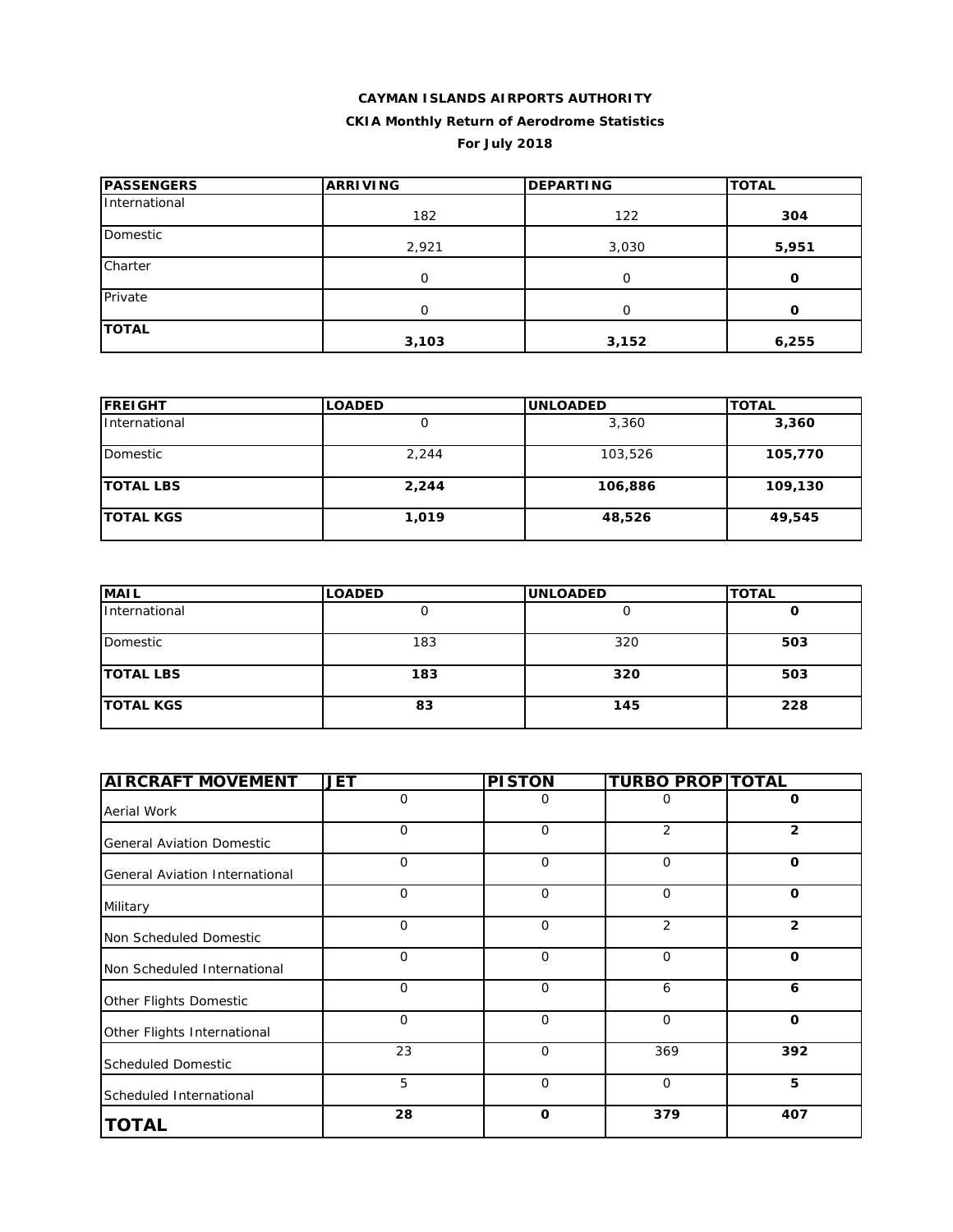**CAYMAN ISLANDS AIRPORTS AUTHORITY**

**CKIA Monthly Return of Aerodrome Statistics**

**For July 2018**

| PASSENGERS | ARRIVING | DEPARTING | TOTAL |
|---|---|---|---|
| International | 182 | 122 | **304** |
| Domestic | 2,921 | 3,030 | **5,951** |
| Charter | 0 | 0 | **0** |
| Private | 0 | 0 | **0** |
| **TOTAL** | **3,103** | **3,152** | **6,255** |

| FREIGHT | LOADED | UNLOADED | TOTAL |
|---|---|---|---|
| International | 0 | 3,360 | **3,360** |
| Domestic | 2,244 | 103,526 | **105,770** |
| **TOTAL LBS** | **2,244** | **106,886** | **109,130** |
| **TOTAL KGS** | **1,019** | **48,526** | **49,545** |

| MAIL | LOADED | UNLOADED | TOTAL |
|---|---|---|---|
| International | 0 | 0 | **0** |
| Domestic | 183 | 320 | **503** |
| **TOTAL LBS** | **183** | **320** | **503** |
| **TOTAL KGS** | **83** | **145** | **228** |

| AIRCRAFT MOVEMENT | JET | PISTON | TURBO PROP | TOTAL |
|---|---|---|---|---|
| Aerial Work | 0 | 0 | 0 | **0** |
| General Aviation Domestic | 0 | 0 | 2 | **2** |
| General Aviation International | 0 | 0 | 0 | **0** |
| Military | 0 | 0 | 0 | **0** |
| Non Scheduled Domestic | 0 | 0 | 2 | **2** |
| Non Scheduled International | 0 | 0 | 0 | **0** |
| Other Flights Domestic | 0 | 0 | 6 | **6** |
| Other Flights International | 0 | 0 | 0 | **0** |
| Scheduled Domestic | 23 | 0 | 369 | **392** |
| Scheduled International | 5 | 0 | 0 | **5** |
| **TOTAL** | **28** | **0** | **379** | **407** |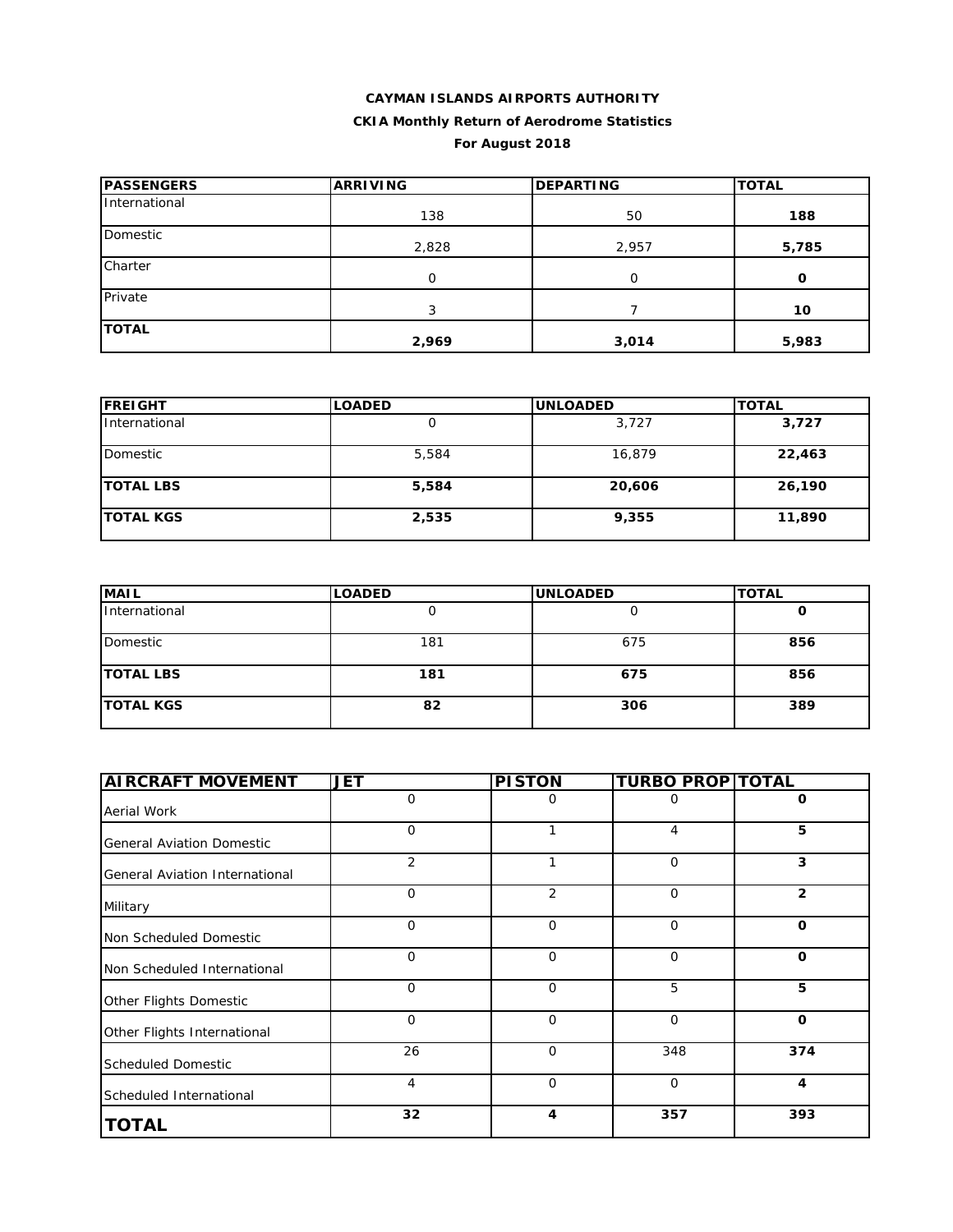**CAYMAN ISLANDS AIRPORTS AUTHORITY**

**CKIA Monthly Return of Aerodrome Statistics**

**For August 2018**

| PASSENGERS | ARRIVING | DEPARTING | TOTAL |
|---|---|---|---|
| International | 138 | 50 | **188** |
| Domestic | 2,828 | 2,957 | **5,785** |
| Charter | 0 | 0 | **0** |
| Private | 3 | 7 | **10** |
| **TOTAL** | **2,969** | **3,014** | **5,983** |

| FREIGHT | LOADED | UNLOADED | TOTAL |
|---|---|---|---|
| International | 0 | 3,727 | **3,727** |
| Domestic | 5,584 | 16,879 | **22,463** |
| **TOTAL LBS** | **5,584** | **20,606** | **26,190** |
| **TOTAL KGS** | **2,535** | **9,355** | **11,890** |

| MAIL | LOADED | UNLOADED | TOTAL |
|---|---|---|---|
| International | 0 | 0 | **0** |
| Domestic | 181 | 675 | **856** |
| **TOTAL LBS** | **181** | **675** | **856** |
| **TOTAL KGS** | **82** | **306** | **389** |

| AIRCRAFT MOVEMENT | JET | PISTON | TURBO PROP | TOTAL |
|---|---|---|---|---|
| Aerial Work | 0 | 0 | 0 | **0** |
| General Aviation Domestic | 0 | 1 | 4 | **5** |
| General Aviation International | 2 | 1 | 0 | **3** |
| Military | 0 | 2 | 0 | **2** |
| Non Scheduled Domestic | 0 | 0 | 0 | **0** |
| Non Scheduled International | 0 | 0 | 0 | **0** |
| Other Flights Domestic | 0 | 0 | 5 | **5** |
| Other Flights International | 0 | 0 | 0 | **0** |
| Scheduled Domestic | 26 | 0 | 348 | **374** |
| Scheduled International | 4 | 0 | 0 | **4** |
| **TOTAL** | **32** | **4** | **357** | **393** |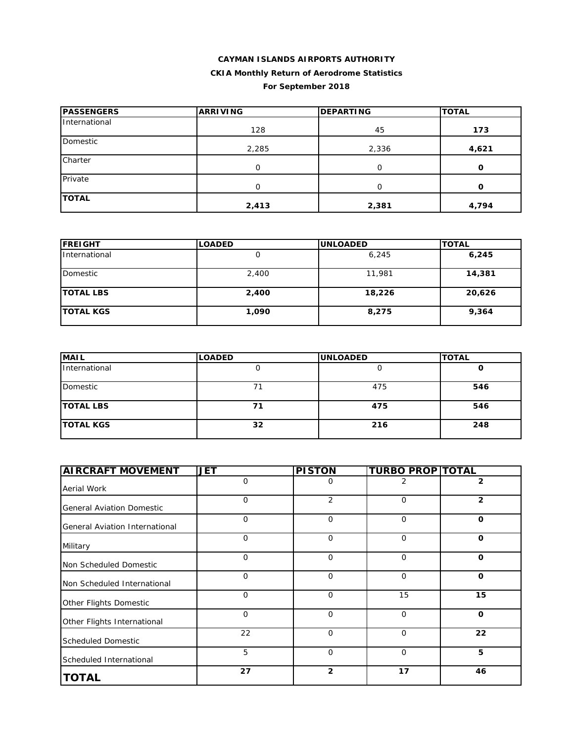**CAYMAN ISLANDS AIRPORTS AUTHORITY**

**CKIA Monthly Return of Aerodrome Statistics**

**For September 2018**

| PASSENGERS | ARRIVING | DEPARTING | TOTAL |
|---|---|---|---|
| International | 128 | 45 | **173** |
| Domestic | 2,285 | 2,336 | **4,621** |
| Charter | 0 | 0 | **0** |
| Private | 0 | 0 | **0** |
| **TOTAL** | **2,413** | **2,381** | **4,794** |

| FREIGHT | LOADED | UNLOADED | TOTAL |
|---|---|---|---|
| International | 0 | 6,245 | **6,245** |
| Domestic | 2,400 | 11,981 | **14,381** |
| **TOTAL LBS** | **2,400** | **18,226** | **20,626** |
| **TOTAL KGS** | **1,090** | **8,275** | **9,364** |

| MAIL | LOADED | UNLOADED | TOTAL |
|---|---|---|---|
| International | 0 | 0 | **0** |
| Domestic | 71 | 475 | **546** |
| **TOTAL LBS** | **71** | **475** | **546** |
| **TOTAL KGS** | **32** | **216** | **248** |

| AIRCRAFT MOVEMENT | JET | PISTON | TURBO PROP | TOTAL |
|---|---|---|---|---|
| Aerial Work | 0 | 0 | 2 | **2** |
| General Aviation Domestic | 0 | 2 | 0 | **2** |
| General Aviation International | 0 | 0 | 0 | **0** |
| Military | 0 | 0 | 0 | **0** |
| Non Scheduled Domestic | 0 | 0 | 0 | **0** |
| Non Scheduled International | 0 | 0 | 0 | **0** |
| Other Flights Domestic | 0 | 0 | 15 | **15** |
| Other Flights International | 0 | 0 | 0 | **0** |
| Scheduled Domestic | 22 | 0 | 0 | **22** |
| Scheduled International | 5 | 0 | 0 | **5** |
| **TOTAL** | **27** | **2** | **17** | **46** |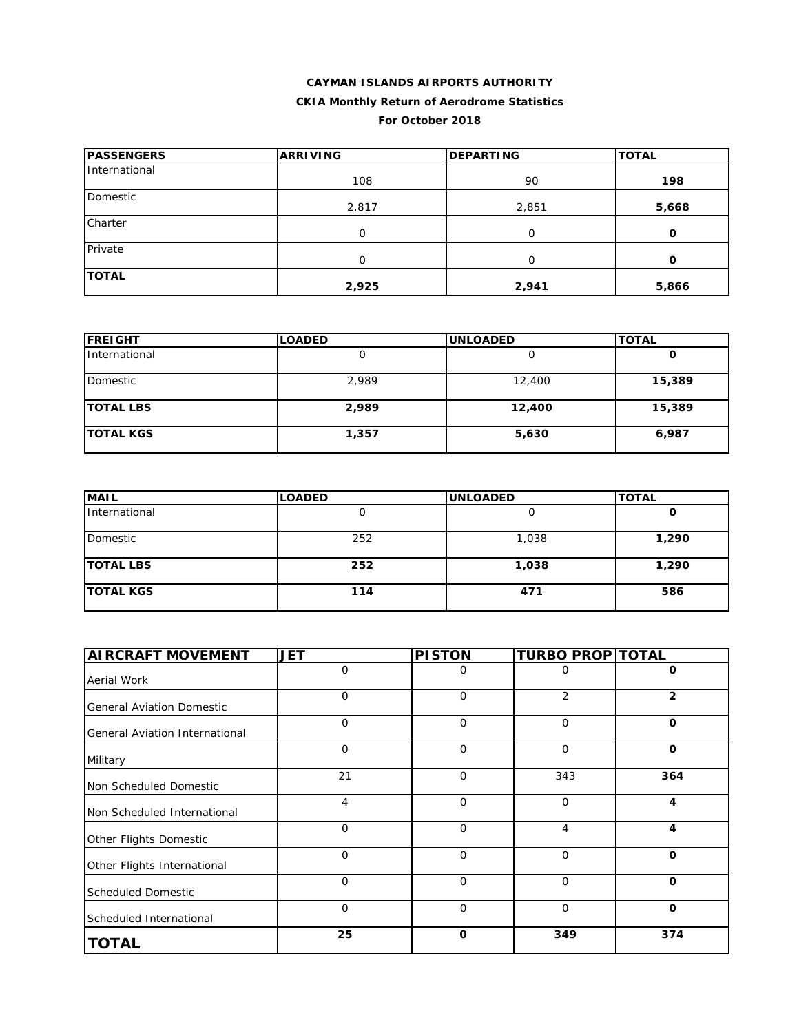**CAYMAN ISLANDS AIRPORTS AUTHORITY**

**CKIA Monthly Return of Aerodrome Statistics**

**For October 2018**

| PASSENGERS | ARRIVING | DEPARTING | TOTAL |
|---|---|---|---|
| International | 108 | 90 | **198** |
| Domestic | 2,817 | 2,851 | **5,668** |
| Charter | 0 | 0 | **0** |
| Private | 0 | 0 | **0** |
| **TOTAL** | **2,925** | **2,941** | **5,866** |

| FREIGHT | LOADED | UNLOADED | TOTAL |
|---|---|---|---|
| International | 0 | 0 | **0** |
| Domestic | 2,989 | 12,400 | **15,389** |
| **TOTAL LBS** | **2,989** | **12,400** | **15,389** |
| **TOTAL KGS** | **1,357** | **5,630** | **6,987** |

| MAIL | LOADED | UNLOADED | TOTAL |
|---|---|---|---|
| International | 0 | 0 | **0** |
| Domestic | 252 | 1,038 | **1,290** |
| **TOTAL LBS** | **252** | **1,038** | **1,290** |
| **TOTAL KGS** | **114** | **471** | **586** |

| AIRCRAFT MOVEMENT | JET | PISTON | TURBO PROP | TOTAL |
|---|---|---|---|---|
| Aerial Work | 0 | 0 | 0 | **0** |
| General Aviation Domestic | 0 | 0 | 2 | **2** |
| General Aviation International | 0 | 0 | 0 | **0** |
| Military | 0 | 0 | 0 | **0** |
| Non Scheduled Domestic | 21 | 0 | 343 | **364** |
| Non Scheduled International | 4 | 0 | 0 | **4** |
| Other Flights Domestic | 0 | 0 | 4 | **4** |
| Other Flights International | 0 | 0 | 0 | **0** |
| Scheduled Domestic | 0 | 0 | 0 | **0** |
| Scheduled International | 0 | 0 | 0 | **0** |
| **TOTAL** | **25** | **0** | **349** | **374** |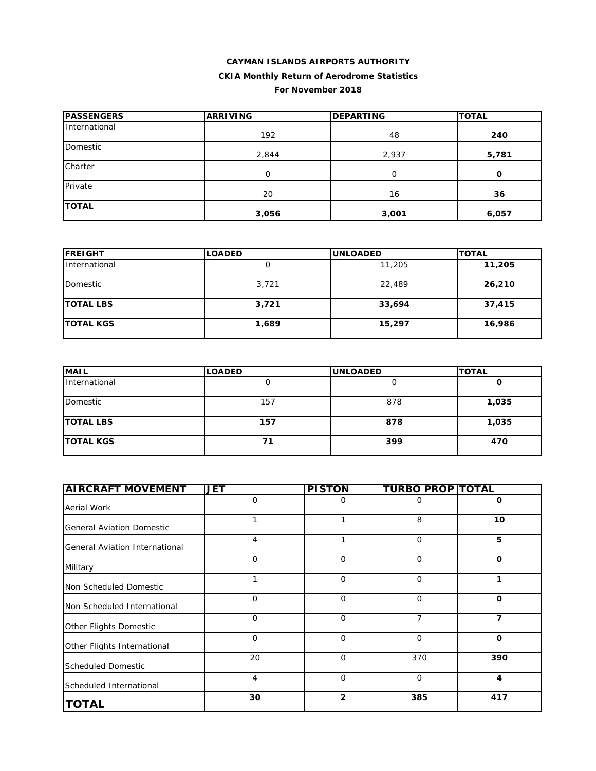**CAYMAN ISLANDS AIRPORTS AUTHORITY**

**CKIA Monthly Return of Aerodrome Statistics**

**For November 2018**

| PASSENGERS | ARRIVING | DEPARTING | TOTAL |
|---|---|---|---|
| International | 192 | 48 | **240** |
| Domestic | 2,844 | 2,937 | **5,781** |
| Charter | 0 | 0 | **0** |
| Private | 20 | 16 | **36** |
| **TOTAL** | **3,056** | **3,001** | **6,057** |

| FREIGHT | LOADED | UNLOADED | TOTAL |
|---|---|---|---|
| International | 0 | 11,205 | **11,205** |
| Domestic | 3,721 | 22,489 | **26,210** |
| **TOTAL LBS** | **3,721** | **33,694** | **37,415** |
| **TOTAL KGS** | **1,689** | **15,297** | **16,986** |

| MAIL | LOADED | UNLOADED | TOTAL |
|---|---|---|---|
| International | 0 | 0 | **0** |
| Domestic | 157 | 878 | **1,035** |
| **TOTAL LBS** | **157** | **878** | **1,035** |
| **TOTAL KGS** | **71** | **399** | **470** |

| AIRCRAFT MOVEMENT | JET | PISTON | TURBO PROP | TOTAL |
|---|---|---|---|---|
| Aerial Work | 0 | 0 | 0 | **0** |
| General Aviation Domestic | 1 | 1 | 8 | **10** |
| General Aviation International | 4 | 1 | 0 | **5** |
| Military | 0 | 0 | 0 | **0** |
| Non Scheduled Domestic | 1 | 0 | 0 | **1** |
| Non Scheduled International | 0 | 0 | 0 | **0** |
| Other Flights Domestic | 0 | 0 | 7 | **7** |
| Other Flights International | 0 | 0 | 0 | **0** |
| Scheduled Domestic | 20 | 0 | 370 | **390** |
| Scheduled International | 4 | 0 | 0 | **4** |
| **TOTAL** | **30** | **2** | **385** | **417** |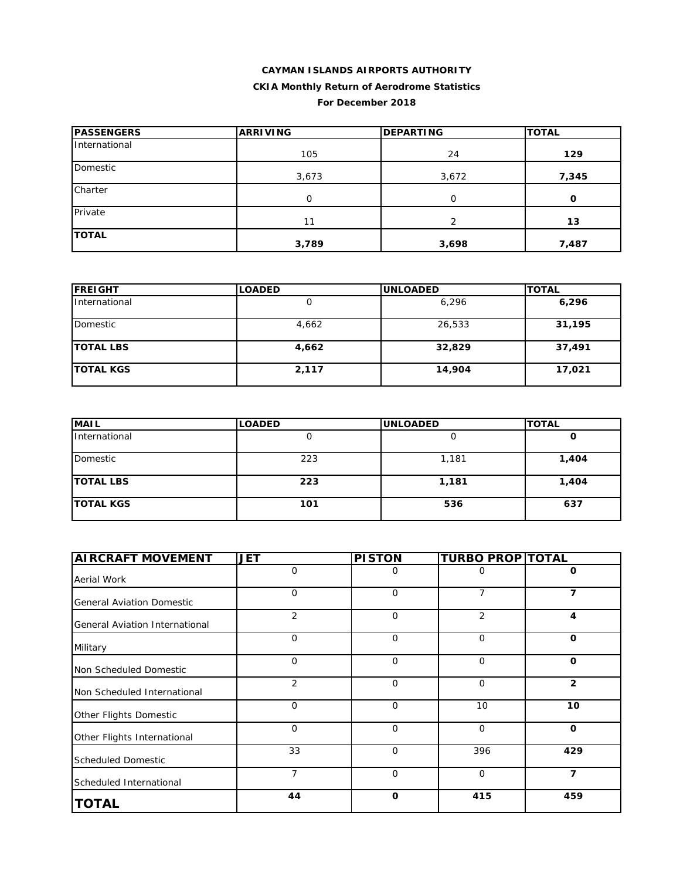**CAYMAN ISLANDS AIRPORTS AUTHORITY**

**CKIA Monthly Return of Aerodrome Statistics**

**For December 2018**

| PASSENGERS | ARRIVING | DEPARTING | TOTAL |
|---|---|---|---|
| International | 105 | 24 | **129** |
| Domestic | 3,673 | 3,672 | **7,345** |
| Charter | 0 | 0 | **0** |
| Private | 11 | 2 | **13** |
| **TOTAL** | **3,789** | **3,698** | **7,487** |

| FREIGHT | LOADED | UNLOADED | TOTAL |
|---|---|---|---|
| International | 0 | 6,296 | **6,296** |
| Domestic | 4,662 | 26,533 | **31,195** |
| **TOTAL LBS** | **4,662** | **32,829** | **37,491** |
| **TOTAL KGS** | **2,117** | **14,904** | **17,021** |

| MAIL | LOADED | UNLOADED | TOTAL |
|---|---|---|---|
| International | 0 | 0 | **0** |
| Domestic | 223 | 1,181 | **1,404** |
| **TOTAL LBS** | **223** | **1,181** | **1,404** |
| **TOTAL KGS** | **101** | **536** | **637** |

| AIRCRAFT MOVEMENT | JET | PISTON | TURBO PROP | TOTAL |
|---|---|---|---|---|
| Aerial Work | 0 | 0 | 0 | **0** |
| General Aviation Domestic | 0 | 0 | 7 | **7** |
| General Aviation International | 2 | 0 | 2 | **4** |
| Military | 0 | 0 | 0 | **0** |
| Non Scheduled Domestic | 0 | 0 | 0 | **0** |
| Non Scheduled International | 2 | 0 | 0 | **2** |
| Other Flights Domestic | 0 | 0 | 10 | **10** |
| Other Flights International | 0 | 0 | 0 | **0** |
| Scheduled Domestic | 33 | 0 | 396 | **429** |
| Scheduled International | 7 | 0 | 0 | **7** |
| **TOTAL** | **44** | **0** | **415** | **459** |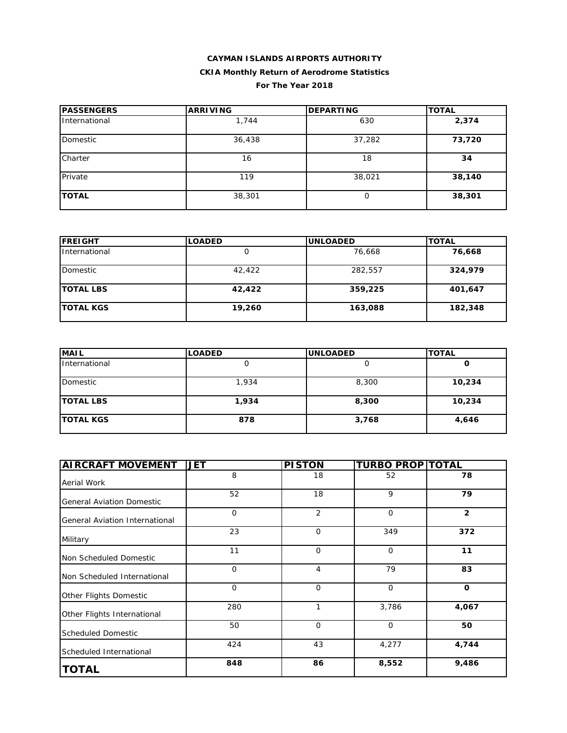**CAYMAN ISLANDS AIRPORTS AUTHORITY**

**CKIA Monthly Return of Aerodrome Statistics**

**For The Year 2018**

| PASSENGERS | ARRIVING | DEPARTING | TOTAL |
|---|---|---|---|
| International | 1,744 | 630 | **2,374** |
| Domestic | 36,438 | 37,282 | **73,720** |
| Charter | 16 | 18 | **34** |
| Private | 119 | 38,021 | **38,140** |
| **TOTAL** | 38,301 | 0 | **38,301** |

| FREIGHT | LOADED | UNLOADED | TOTAL |
|---|---|---|---|
| International | 0 | 76,668 | **76,668** |
| Domestic | 42,422 | 282,557 | **324,979** |
| **TOTAL LBS** | **42,422** | **359,225** | **401,647** |
| **TOTAL KGS** | **19,260** | **163,088** | **182,348** |

| MAIL | LOADED | UNLOADED | TOTAL |
|---|---|---|---|
| International | 0 | 0 | **0** |
| Domestic | 1,934 | 8,300 | **10,234** |
| **TOTAL LBS** | **1,934** | **8,300** | **10,234** |
| **TOTAL KGS** | **878** | **3,768** | **4,646** |

| AIRCRAFT MOVEMENT | JET | PISTON | TURBO PROP | TOTAL |
|---|---|---|---|---|
| Aerial Work | 8 | 18 | 52 | **78** |
| General Aviation Domestic | 52 | 18 | 9 | **79** |
| General Aviation International | 0 | 2 | 0 | **2** |
| Military | 23 | 0 | 349 | **372** |
| Non Scheduled Domestic | 11 | 0 | 0 | **11** |
| Non Scheduled International | 0 | 4 | 79 | **83** |
| Other Flights Domestic | 0 | 0 | 0 | **0** |
| Other Flights International | 280 | 1 | 3,786 | **4,067** |
| Scheduled Domestic | 50 | 0 | 0 | **50** |
| Scheduled International | 424 | 43 | 4,277 | **4,744** |
| **TOTAL** | **848** | **86** | **8,552** | **9,486** |